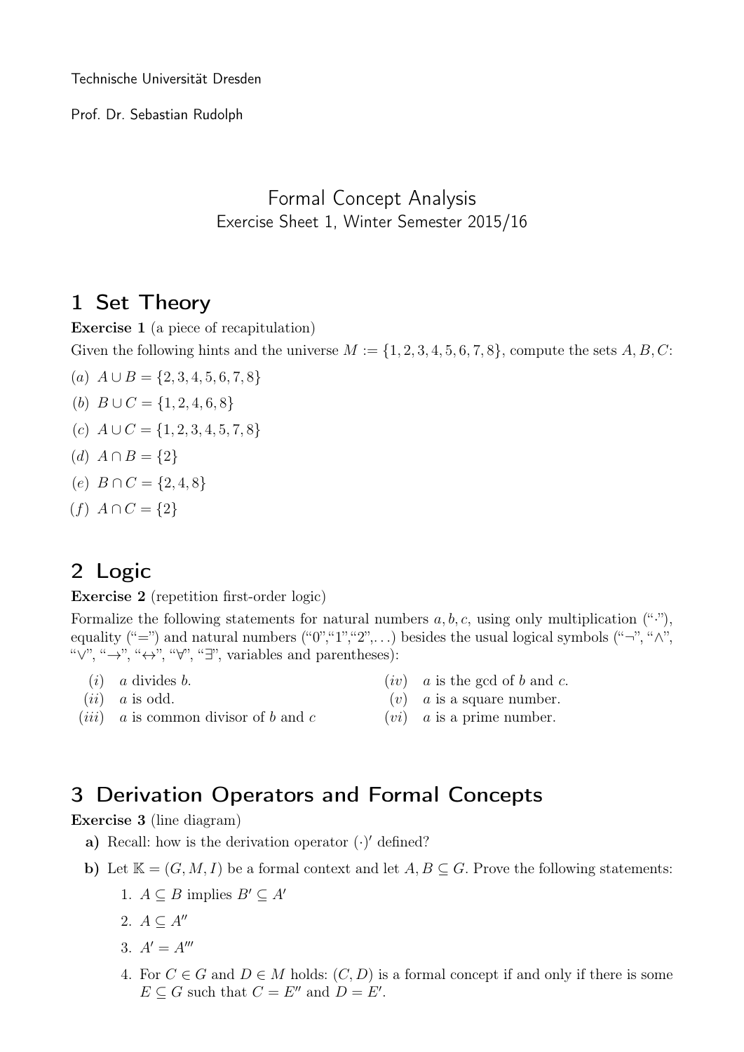Technische Universität Dresden

Prof. Dr. Sebastian Rudolph

# Formal Concept Analysis

Exercise Sheet 1, Winter Semester 2015/16

## 1 Set Theory

**Exercise 1** (a piece of recapitulation)

Given the following hints and the universe $M := \{1, 2, 3, 4, 5, 6, 7, 8\}$, compute the sets $A, B, C$:

(*a*) $A \cup B = \{2, 3, 4, 5, 6, 7, 8\}$

(*b*) $B \cup C = \{1, 2, 4, 6, 8\}$

(*c*) $A \cup C = \{1, 2, 3, 4, 5, 7, 8\}$

(*d*) $A \cap B = \{2\}$

(*e*) $B \cap C = \{2, 4, 8\}$

(*f*) $A \cap C = \{2\}$

## 2 Logic

**Exercise 2** (repetition first-order logic)

Formalize the following statements for natural numbers $a, b, c$, using only multiplication ("$\cdot$"), equality ("$=$") and natural numbers ("0","1","2",...) besides the usual logical symbols ("$\neg$", "$\wedge$", "$\vee$", "$\rightarrow$", "$\leftrightarrow$", "$\forall$", "$\exists$", variables and parentheses):

(*i*) $a$ divides $b$.

(*ii*) $a$ is odd.

(*iii*) $a$ is common divisor of $b$ and $c$

(*iv*) $a$ is the gcd of $b$ and $c$.

(*v*) $a$ is a square number.

(*vi*) $a$ is a prime number.

## 3 Derivation Operators and Formal Concepts

**Exercise 3** (line diagram)

**a)** Recall: how is the derivation operator $(\cdot)'$ defined?

**b)** Let $\mathbb{K} = (G, M, I)$ be a formal context and let $A, B \subseteq G$. Prove the following statements:

1. $A \subseteq B$ implies $B' \subseteq A'$
2. $A \subseteq A''$
3. $A' = A'''$
4. For $C \in G$ and $D \in M$ holds: $(C, D)$ is a formal concept if and only if there is some $E \subseteq G$ such that $C = E''$ and $D = E'$.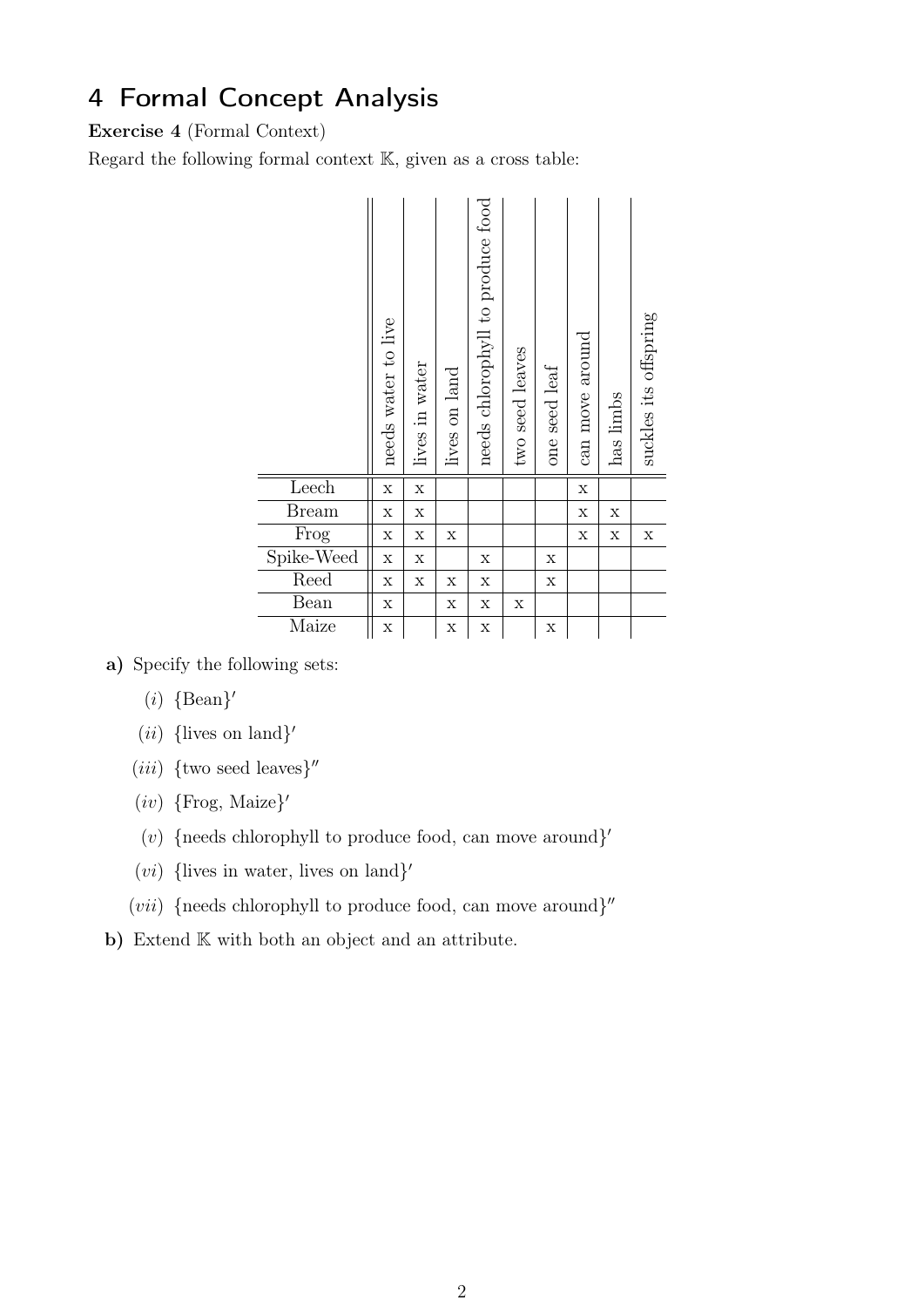# 4 Formal Concept Analysis

**Exercise 4** (Formal Context)

Regard the following formal context $\mathbb{K}$, given as a cross table:

| | needs water to live | lives in water | lives on land | needs chlorophyll to produce food | two seed leaves | one seed leaf | can move around | has limbs | suckles its offspring |
|---|---|---|---|---|---|---|---|---|---|
| Leech | x | x | | | | | x | | |
| Bream | x | x | | | | | x | x | |
| Frog | x | x | x | | | | x | x | x |
| Spike-Weed | x | x | | x | | x | | | |
| Reed | x | x | x | x | | x | | | |
| Bean | x | | x | x | x | | | | |
| Maize | x | | x | x | | x | | | |

**a)** Specify the following sets:

- $(i)$ {Bean}$'$
- $(ii)$ {lives on land}$'$
- $(iii)$ {two seed leaves}$''$
- $(iv)$ {Frog, Maize}$'$
- $(v)$ {needs chlorophyll to produce food, can move around}$'$
- $(vi)$ {lives in water, lives on land}$'$
- $(vii)$ {needs chlorophyll to produce food, can move around}$''$

**b)** Extend $\mathbb{K}$ with both an object and an attribute.